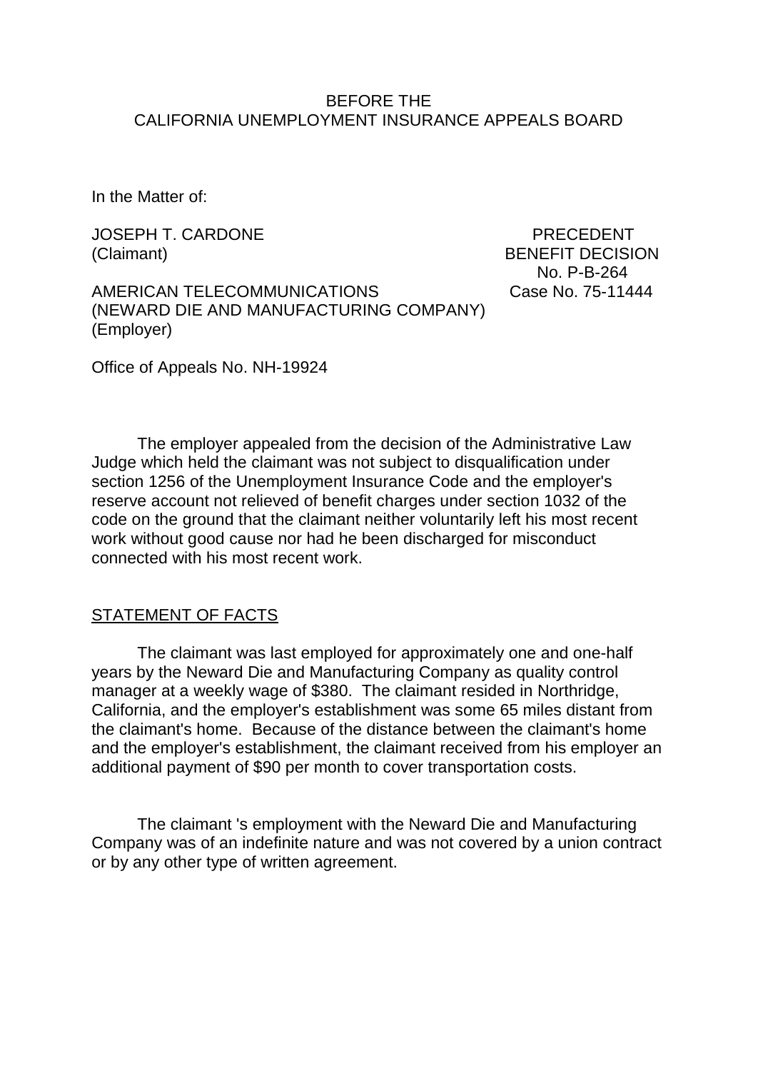BEFORE THE
CALIFORNIA UNEMPLOYMENT INSURANCE APPEALS BOARD

In the Matter of:

JOSEPH T. CARDONE
(Claimant)

AMERICAN TELECOMMUNICATIONS
(NEWARD DIE AND MANUFACTURING COMPANY)
(Employer)

PRECEDENT
BENEFIT DECISION
No. P-B-264
Case No. 75-11444

Office of Appeals No. NH-19924

The employer appealed from the decision of the Administrative Law Judge which held the claimant was not subject to disqualification under section 1256 of the Unemployment Insurance Code and the employer's reserve account not relieved of benefit charges under section 1032 of the code on the ground that the claimant neither voluntarily left his most recent work without good cause nor had he been discharged for misconduct connected with his most recent work.

## STATEMENT OF FACTS

The claimant was last employed for approximately one and one-half years by the Neward Die and Manufacturing Company as quality control manager at a weekly wage of $380. The claimant resided in Northridge, California, and the employer's establishment was some 65 miles distant from the claimant's home. Because of the distance between the claimant's home and the employer's establishment, the claimant received from his employer an additional payment of $90 per month to cover transportation costs.

The claimant 's employment with the Neward Die and Manufacturing Company was of an indefinite nature and was not covered by a union contract or by any other type of written agreement.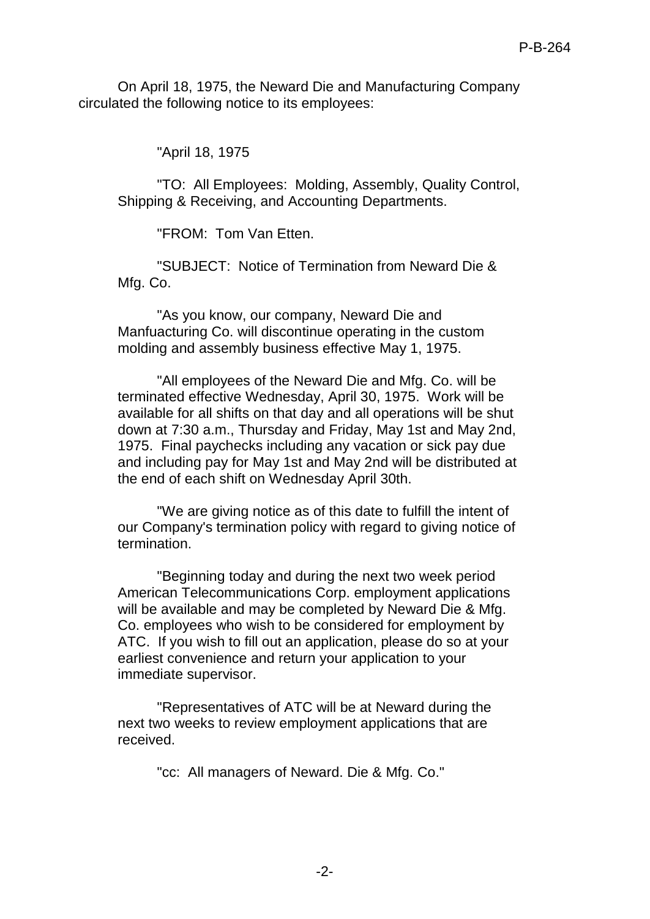On April 18, 1975, the Neward Die and Manufacturing Company circulated the following notice to its employees:

> "April 18, 1975
>
> "TO: All Employees: Molding, Assembly, Quality Control, Shipping & Receiving, and Accounting Departments.
>
> "FROM: Tom Van Etten.
>
> "SUBJECT: Notice of Termination from Neward Die & Mfg. Co.
>
> "As you know, our company, Neward Die and Manfuacturing Co. will discontinue operating in the custom molding and assembly business effective May 1, 1975.
>
> "All employees of the Neward Die and Mfg. Co. will be terminated effective Wednesday, April 30, 1975. Work will be available for all shifts on that day and all operations will be shut down at 7:30 a.m., Thursday and Friday, May 1st and May 2nd, 1975. Final paychecks including any vacation or sick pay due and including pay for May 1st and May 2nd will be distributed at the end of each shift on Wednesday April 30th.
>
> "We are giving notice as of this date to fulfill the intent of our Company's termination policy with regard to giving notice of termination.
>
> "Beginning today and during the next two week period American Telecommunications Corp. employment applications will be available and may be completed by Neward Die & Mfg. Co. employees who wish to be considered for employment by ATC. If you wish to fill out an application, please do so at your earliest convenience and return your application to your immediate supervisor.
>
> "Representatives of ATC will be at Neward during the next two weeks to review employment applications that are received.
>
> "cc: All managers of Neward. Die & Mfg. Co."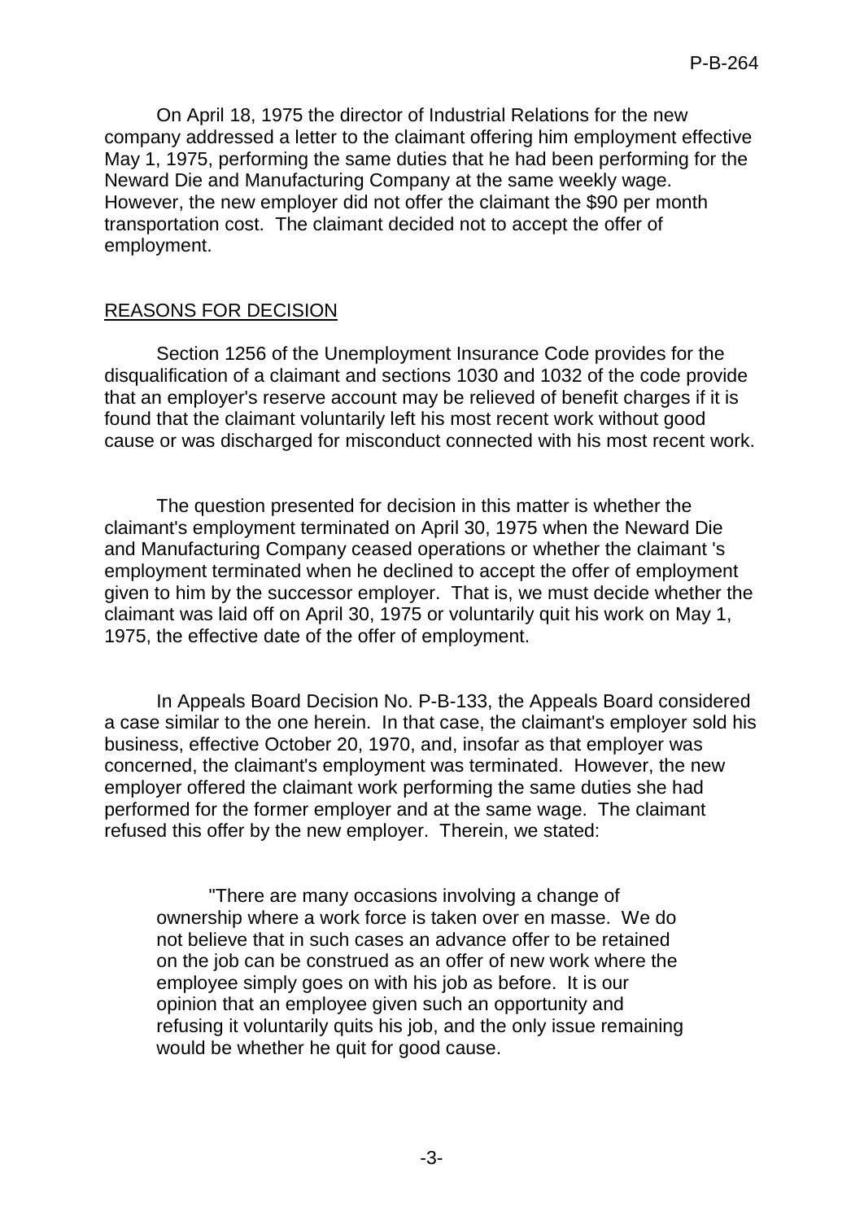On April 18, 1975 the director of Industrial Relations for the new company addressed a letter to the claimant offering him employment effective May 1, 1975, performing the same duties that he had been performing for the Neward Die and Manufacturing Company at the same weekly wage. However, the new employer did not offer the claimant the $90 per month transportation cost. The claimant decided not to accept the offer of employment.

## REASONS FOR DECISION

Section 1256 of the Unemployment Insurance Code provides for the disqualification of a claimant and sections 1030 and 1032 of the code provide that an employer's reserve account may be relieved of benefit charges if it is found that the claimant voluntarily left his most recent work without good cause or was discharged for misconduct connected with his most recent work.

The question presented for decision in this matter is whether the claimant's employment terminated on April 30, 1975 when the Neward Die and Manufacturing Company ceased operations or whether the claimant 's employment terminated when he declined to accept the offer of employment given to him by the successor employer. That is, we must decide whether the claimant was laid off on April 30, 1975 or voluntarily quit his work on May 1, 1975, the effective date of the offer of employment.

In Appeals Board Decision No. P-B-133, the Appeals Board considered a case similar to the one herein. In that case, the claimant's employer sold his business, effective October 20, 1970, and, insofar as that employer was concerned, the claimant's employment was terminated. However, the new employer offered the claimant work performing the same duties she had performed for the former employer and at the same wage. The claimant refused this offer by the new employer. Therein, we stated:

> "There are many occasions involving a change of ownership where a work force is taken over en masse. We do not believe that in such cases an advance offer to be retained on the job can be construed as an offer of new work where the employee simply goes on with his job as before. It is our opinion that an employee given such an opportunity and refusing it voluntarily quits his job, and the only issue remaining would be whether he quit for good cause.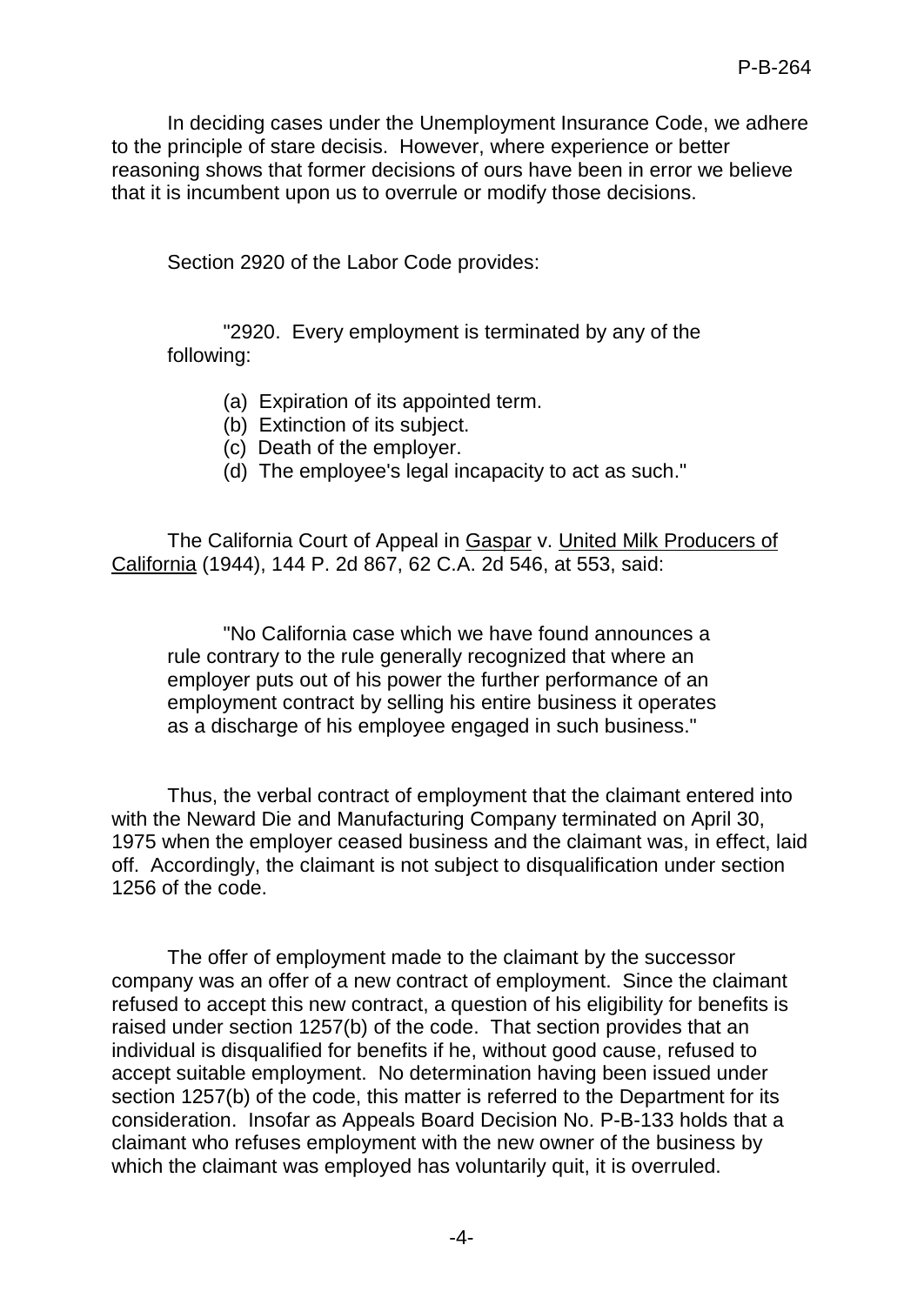In deciding cases under the Unemployment Insurance Code, we adhere to the principle of stare decisis. However, where experience or better reasoning shows that former decisions of ours have been in error we believe that it is incumbent upon us to overrule or modify those decisions.

Section 2920 of the Labor Code provides:

> "2920. Every employment is terminated by any of the following:
>
> (a) Expiration of its appointed term.
> (b) Extinction of its subject.
> (c) Death of the employer.
> (d) The employee's legal incapacity to act as such."

The California Court of Appeal in Gaspar v. United Milk Producers of California (1944), 144 P. 2d 867, 62 C.A. 2d 546, at 553, said:

> "No California case which we have found announces a rule contrary to the rule generally recognized that where an employer puts out of his power the further performance of an employment contract by selling his entire business it operates as a discharge of his employee engaged in such business."

Thus, the verbal contract of employment that the claimant entered into with the Neward Die and Manufacturing Company terminated on April 30, 1975 when the employer ceased business and the claimant was, in effect, laid off. Accordingly, the claimant is not subject to disqualification under section 1256 of the code.

The offer of employment made to the claimant by the successor company was an offer of a new contract of employment. Since the claimant refused to accept this new contract, a question of his eligibility for benefits is raised under section 1257(b) of the code. That section provides that an individual is disqualified for benefits if he, without good cause, refused to accept suitable employment. No determination having been issued under section 1257(b) of the code, this matter is referred to the Department for its consideration. Insofar as Appeals Board Decision No. P-B-133 holds that a claimant who refuses employment with the new owner of the business by which the claimant was employed has voluntarily quit, it is overruled.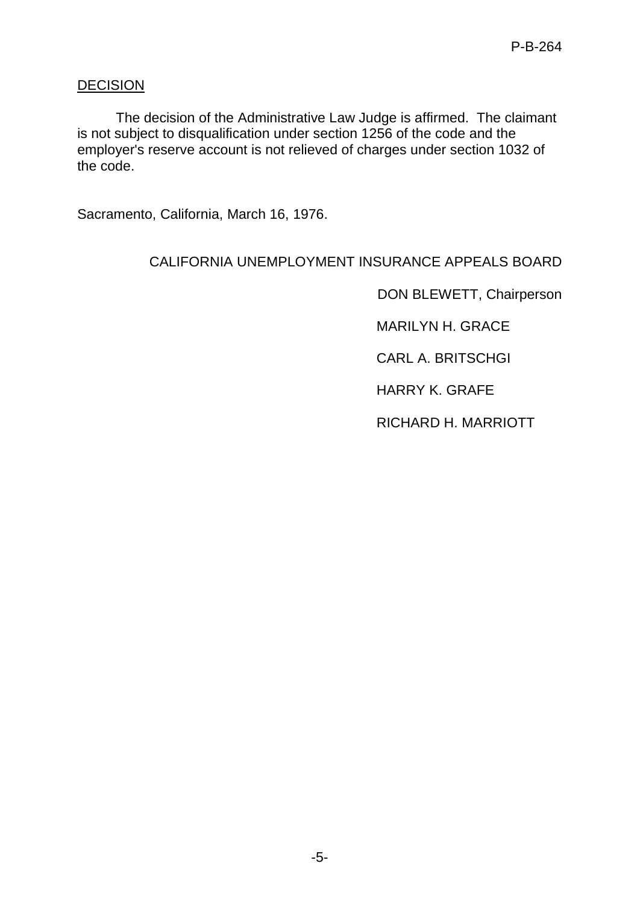DECISION

The decision of the Administrative Law Judge is affirmed. The claimant is not subject to disqualification under section 1256 of the code and the employer's reserve account is not relieved of charges under section 1032 of the code.

Sacramento, California, March 16, 1976.

CALIFORNIA UNEMPLOYMENT INSURANCE APPEALS BOARD

DON BLEWETT, Chairperson

MARILYN H. GRACE

CARL A. BRITSCHGI

HARRY K. GRAFE

RICHARD H. MARRIOTT